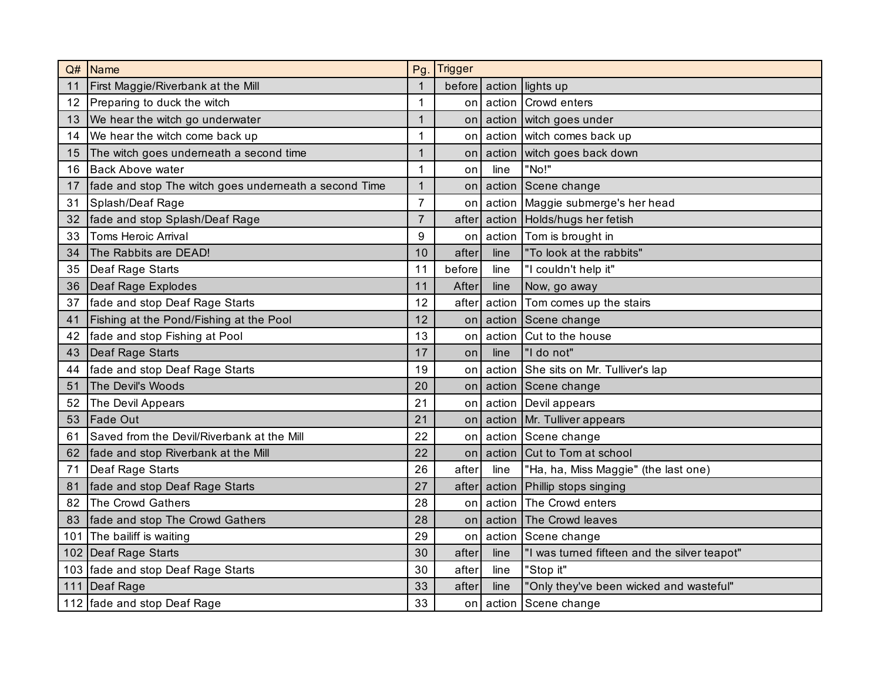| Q# | Name | Pg. | Trigger | | |
|---|---|---|---|---|---|
| 11 | First Maggie/Riverbank at the Mill | 1 | before | action | lights up |
| 12 | Preparing to duck the witch | 1 | on | action | Crowd enters |
| 13 | We hear the witch go underwater | 1 | on | action | witch goes under |
| 14 | We hear the witch come back up | 1 | on | action | witch comes back up |
| 15 | The witch goes underneath a second time | 1 | on | action | witch goes back down |
| 16 | Back Above water | 1 | on | line | "No!" |
| 17 | fade and stop The witch goes underneath a second Time | 1 | on | action | Scene change |
| 31 | Splash/Deaf Rage | 7 | on | action | Maggie submerge's her head |
| 32 | fade and stop Splash/Deaf Rage | 7 | after | action | Holds/hugs her fetish |
| 33 | Toms Heroic Arrival | 9 | on | action | Tom is brought in |
| 34 | The Rabbits are DEAD! | 10 | after | line | "To look at the rabbits" |
| 35 | Deaf Rage Starts | 11 | before | line | "I couldn't help it" |
| 36 | Deaf Rage Explodes | 11 | After | line | Now, go away |
| 37 | fade and stop Deaf Rage Starts | 12 | after | action | Tom comes up the stairs |
| 41 | Fishing at the Pond/Fishing at the Pool | 12 | on | action | Scene change |
| 42 | fade and stop Fishing at Pool | 13 | on | action | Cut to the house |
| 43 | Deaf Rage Starts | 17 | on | line | "I do not" |
| 44 | fade and stop Deaf Rage Starts | 19 | on | action | She sits on Mr. Tulliver's lap |
| 51 | The Devil's Woods | 20 | on | action | Scene change |
| 52 | The Devil Appears | 21 | on | action | Devil appears |
| 53 | Fade Out | 21 | on | action | Mr. Tulliver appears |
| 61 | Saved from the Devil/Riverbank at the Mill | 22 | on | action | Scene change |
| 62 | fade and stop Riverbank at the Mill | 22 | on | action | Cut to Tom at school |
| 71 | Deaf Rage Starts | 26 | after | line | "Ha, ha, Miss Maggie" (the last one) |
| 81 | fade and stop Deaf Rage Starts | 27 | after | action | Phillip stops singing |
| 82 | The Crowd Gathers | 28 | on | action | The Crowd enters |
| 83 | fade and stop The Crowd Gathers | 28 | on | action | The Crowd leaves |
| 101 | The bailiff is waiting | 29 | on | action | Scene change |
| 102 | Deaf Rage Starts | 30 | after | line | "I was turned fifteen and the silver teapot" |
| 103 | fade and stop Deaf Rage Starts | 30 | after | line | "Stop it" |
| 111 | Deaf Rage | 33 | after | line | "Only they've been wicked and wasteful" |
| 112 | fade and stop Deaf Rage | 33 | on | action | Scene change |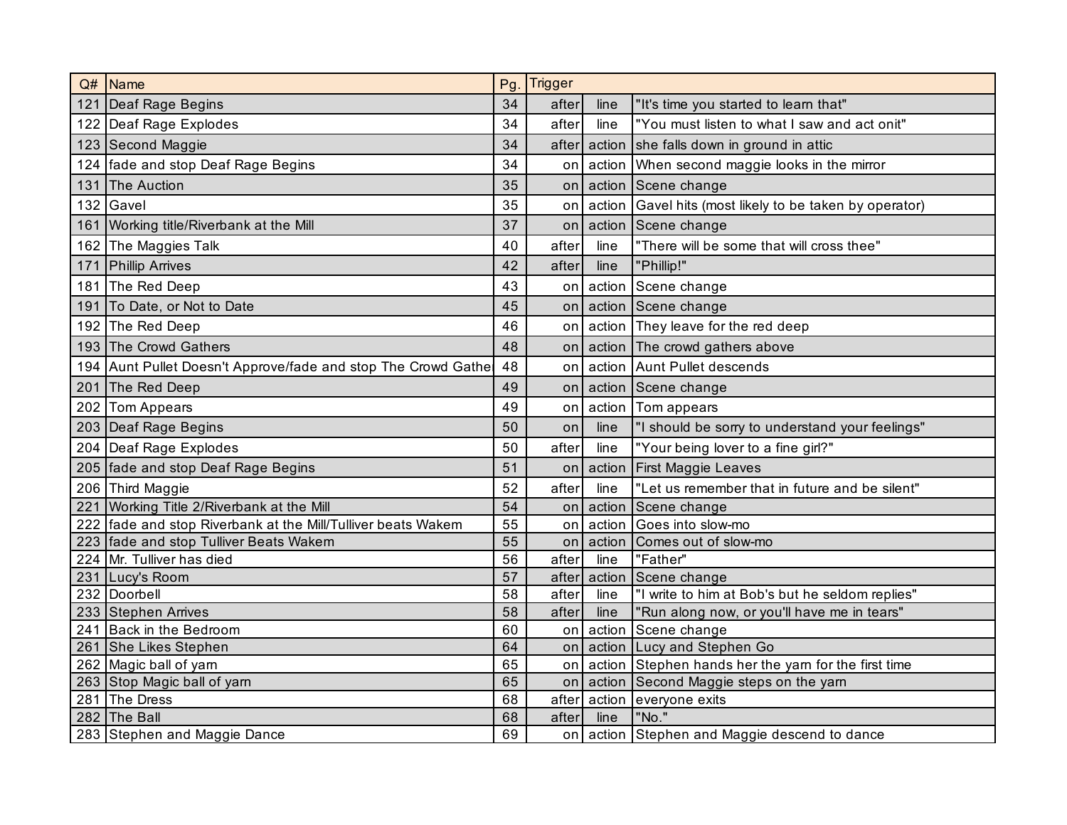| Q# | Name | Pg. | Trigger | | |
|---|---|---|---|---|---|
| 121 | Deaf Rage Begins | 34 | after | line | "It's time you started to learn that" |
| 122 | Deaf Rage Explodes | 34 | after | line | "You must listen to what I saw and act onit" |
| 123 | Second Maggie | 34 | after | action | she falls down in ground in attic |
| 124 | fade and stop Deaf Rage Begins | 34 | on | action | When second maggie looks in the mirror |
| 131 | The Auction | 35 | on | action | Scene change |
| 132 | Gavel | 35 | on | action | Gavel hits (most likely to be taken by operator) |
| 161 | Working title/Riverbank at the Mill | 37 | on | action | Scene change |
| 162 | The Maggies Talk | 40 | after | line | "There will be some that will cross thee" |
| 171 | Phillip Arrives | 42 | after | line | "Phillip!" |
| 181 | The Red Deep | 43 | on | action | Scene change |
| 191 | To Date, or Not to Date | 45 | on | action | Scene change |
| 192 | The Red Deep | 46 | on | action | They leave for the red deep |
| 193 | The Crowd Gathers | 48 | on | action | The crowd gathers above |
| 194 | Aunt Pullet Doesn't Approve/fade and stop The Crowd Gathe | 48 | on | action | Aunt Pullet descends |
| 201 | The Red Deep | 49 | on | action | Scene change |
| 202 | Tom Appears | 49 | on | action | Tom appears |
| 203 | Deaf Rage Begins | 50 | on | line | "I should be sorry to understand your feelings" |
| 204 | Deaf Rage Explodes | 50 | after | line | "Your being lover to a fine girl?" |
| 205 | fade and stop Deaf Rage Begins | 51 | on | action | First Maggie Leaves |
| 206 | Third Maggie | 52 | after | line | "Let us remember that in future and be silent" |
| 221 | Working Title 2/Riverbank at the Mill | 54 | on | action | Scene change |
| 222 | fade and stop Riverbank at the Mill/Tulliver beats Wakem | 55 | on | action | Goes into slow-mo |
| 223 | fade and stop Tulliver Beats Wakem | 55 | on | action | Comes out of slow-mo |
| 224 | Mr. Tulliver has died | 56 | after | line | "Father" |
| 231 | Lucy's Room | 57 | after | action | Scene change |
| 232 | Doorbell | 58 | after | line | "I write to him at Bob's but he seldom replies" |
| 233 | Stephen Arrives | 58 | after | line | "Run along now, or you'll have me in tears" |
| 241 | Back in the Bedroom | 60 | on | action | Scene change |
| 261 | She Likes Stephen | 64 | on | action | Lucy and Stephen Go |
| 262 | Magic ball of yarn | 65 | on | action | Stephen hands her the yarn for the first time |
| 263 | Stop Magic ball of yarn | 65 | on | action | Second Maggie steps on the yarn |
| 281 | The Dress | 68 | after | action | everyone exits |
| 282 | The Ball | 68 | after | line | "No." |
| 283 | Stephen and Maggie Dance | 69 | on | action | Stephen and Maggie descend to dance |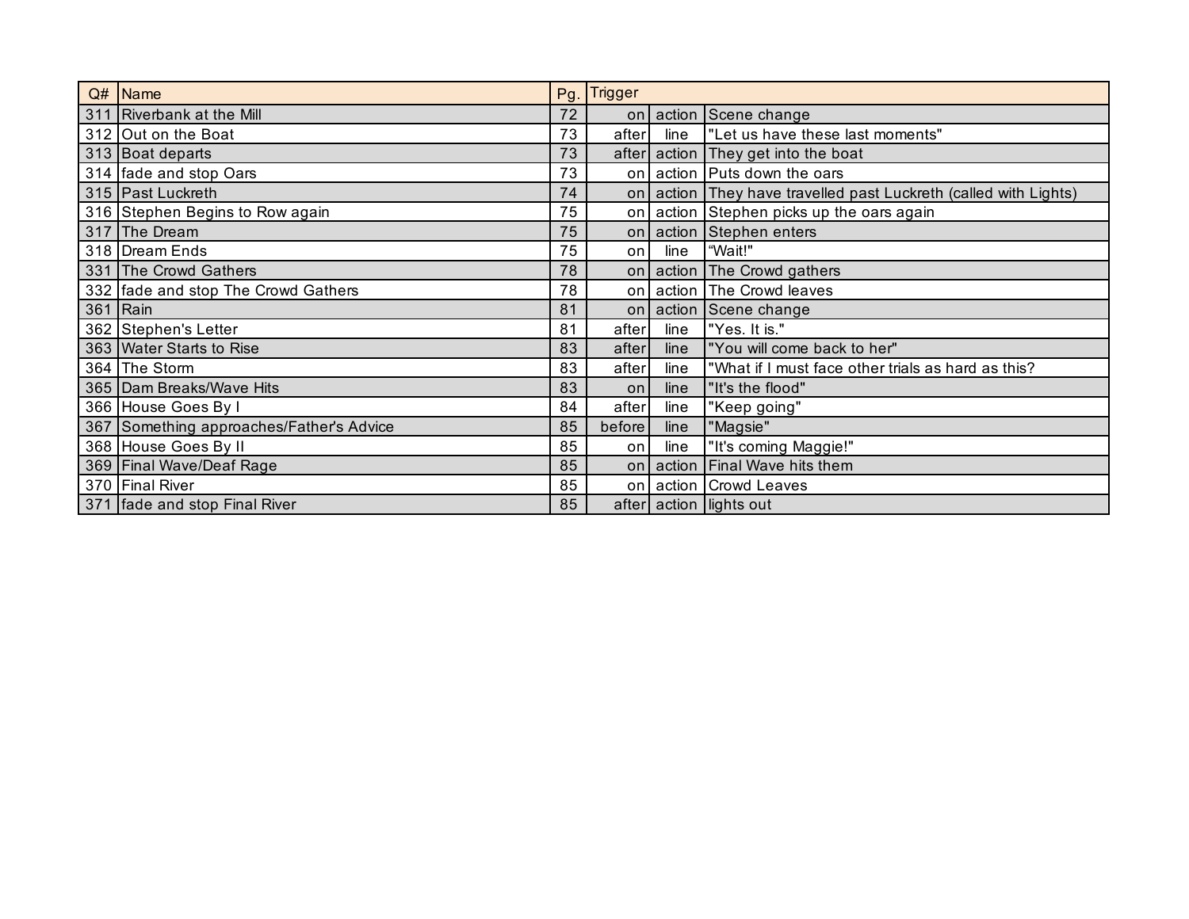| Q# | Name | Pg. | Trigger | | |
|---|---|---|---|---|---|
| 311 | Riverbank at the Mill | 72 | on | action | Scene change |
| 312 | Out on the Boat | 73 | after | line | "Let us have these last moments" |
| 313 | Boat departs | 73 | after | action | They get into the boat |
| 314 | fade and stop Oars | 73 | on | action | Puts down the oars |
| 315 | Past Luckreth | 74 | on | action | They have travelled past Luckreth (called with Lights) |
| 316 | Stephen Begins to Row again | 75 | on | action | Stephen picks up the oars again |
| 317 | The Dream | 75 | on | action | Stephen enters |
| 318 | Dream Ends | 75 | on | line | "Wait!" |
| 331 | The Crowd Gathers | 78 | on | action | The Crowd gathers |
| 332 | fade and stop The Crowd Gathers | 78 | on | action | The Crowd leaves |
| 361 | Rain | 81 | on | action | Scene change |
| 362 | Stephen's Letter | 81 | after | line | "Yes. It is." |
| 363 | Water Starts to Rise | 83 | after | line | "You will come back to her" |
| 364 | The Storm | 83 | after | line | "What if I must face other trials as hard as this? |
| 365 | Dam Breaks/Wave Hits | 83 | on | line | "It's the flood" |
| 366 | House Goes By I | 84 | after | line | "Keep going" |
| 367 | Something approaches/Father's Advice | 85 | before | line | "Magsie" |
| 368 | House Goes By II | 85 | on | line | "It's coming Maggie!" |
| 369 | Final Wave/Deaf Rage | 85 | on | action | Final Wave hits them |
| 370 | Final River | 85 | on | action | Crowd Leaves |
| 371 | fade and stop Final River | 85 | after | action | lights out |